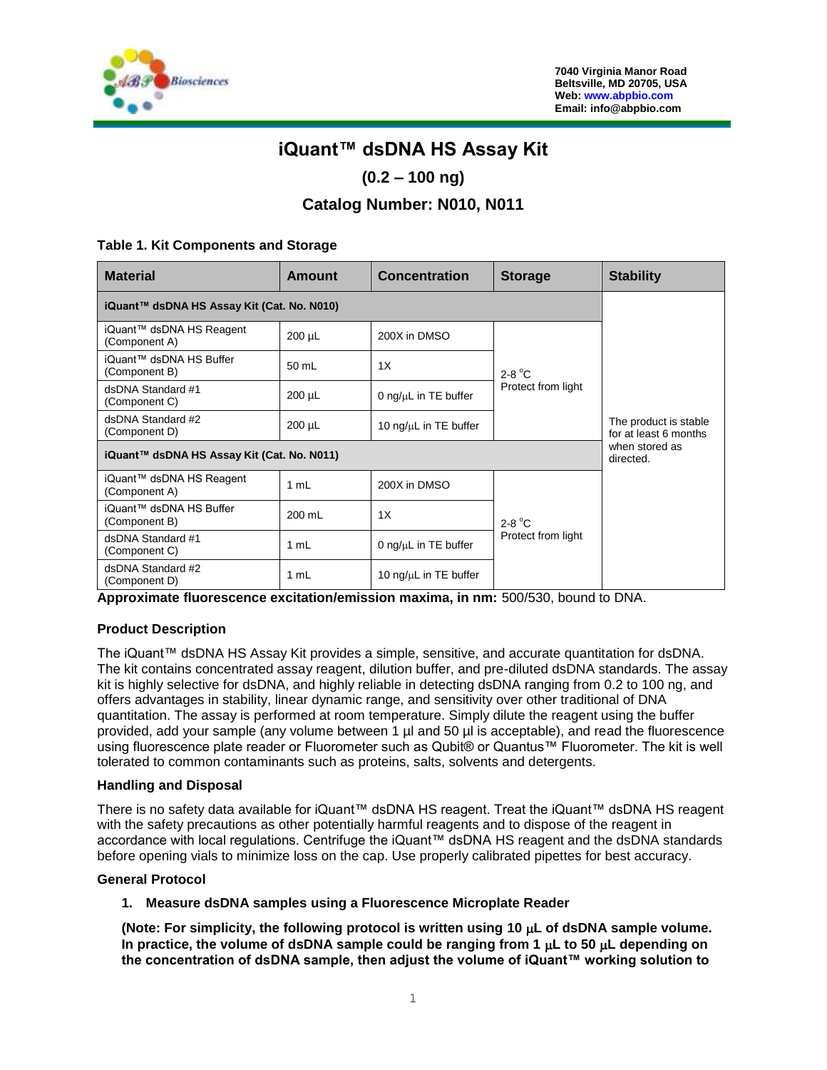7040 Virginia Manor Road
Beltsville, MD 20705, USA
Web: www.abpbio.com
Email: info@abpbio.com

# iQuant™ dsDNA HS Assay Kit

## (0.2 – 100 ng)

## Catalog Number: N010, N011

**Table 1. Kit Components and Storage**

| Material | Amount | Concentration | Storage | Stability |
|---|---|---|---|---|
| **iQuant™ dsDNA HS Assay Kit (Cat. No. N010)** | | | | The product is stable for at least 6 months when stored as directed. |
| iQuant™ dsDNA HS Reagent (Component A) | 200 µL | 200X in DMSO | 2-8 °C Protect from light | |
| iQuant™ dsDNA HS Buffer (Component B) | 50 mL | 1X | | |
| dsDNA Standard #1 (Component C) | 200 µL | 0 ng/µL in TE buffer | | |
| dsDNA Standard #2 (Component D) | 200 µL | 10 ng/µL in TE buffer | | |
| **iQuant™ dsDNA HS Assay Kit (Cat. No. N011)** | | | | |
| iQuant™ dsDNA HS Reagent (Component A) | 1 mL | 200X in DMSO | 2-8 °C Protect from light | |
| iQuant™ dsDNA HS Buffer (Component B) | 200 mL | 1X | | |
| dsDNA Standard #1 (Component C) | 1 mL | 0 ng/µL in TE buffer | | |
| dsDNA Standard #2 (Component D) | 1 mL | 10 ng/µL in TE buffer | | |

**Approximate fluorescence excitation/emission maxima, in nm:** 500/530, bound to DNA.

### Product Description

The iQuant™ dsDNA HS Assay Kit provides a simple, sensitive, and accurate quantitation for dsDNA. The kit contains concentrated assay reagent, dilution buffer, and pre-diluted dsDNA standards. The assay kit is highly selective for dsDNA, and highly reliable in detecting dsDNA ranging from 0.2 to 100 ng, and offers advantages in stability, linear dynamic range, and sensitivity over other traditional of DNA quantitation. The assay is performed at room temperature. Simply dilute the reagent using the buffer provided, add your sample (any volume between 1 µl and 50 µl is acceptable), and read the fluorescence using fluorescence plate reader or Fluorometer such as Qubit® or Quantus™ Fluorometer. The kit is well tolerated to common contaminants such as proteins, salts, solvents and detergents.

### Handling and Disposal

There is no safety data available for iQuant™ dsDNA HS reagent. Treat the iQuant™ dsDNA HS reagent with the safety precautions as other potentially harmful reagents and to dispose of the reagent in accordance with local regulations. Centrifuge the iQuant™ dsDNA HS reagent and the dsDNA standards before opening vials to minimize loss on the cap. Use properly calibrated pipettes for best accuracy.

### General Protocol

1. **Measure dsDNA samples using a Fluorescence Microplate Reader**

   **(Note: For simplicity, the following protocol is written using 10 µL of dsDNA sample volume. In practice, the volume of dsDNA sample could be ranging from 1 µL to 50 µL depending on the concentration of dsDNA sample, then adjust the volume of iQuant™ working solution to**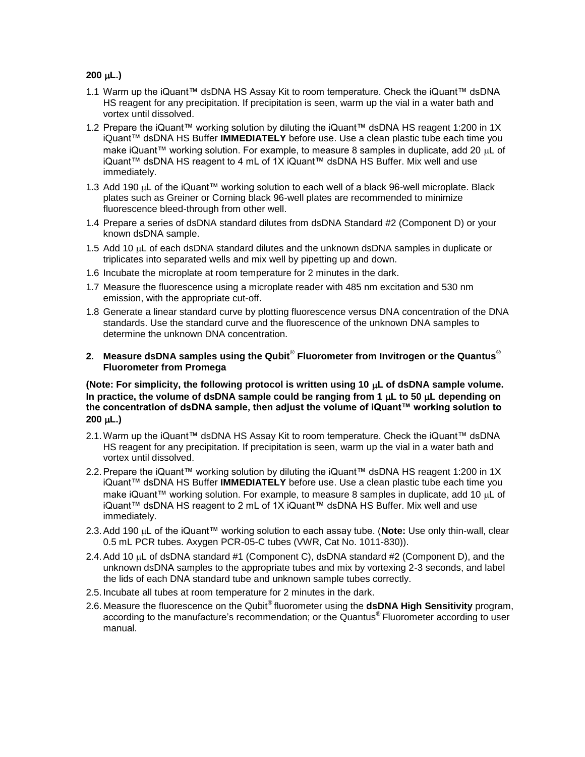**200 μL.)**

1.1 Warm up the iQuant™ dsDNA HS Assay Kit to room temperature. Check the iQuant™ dsDNA HS reagent for any precipitation. If precipitation is seen, warm up the vial in a water bath and vortex until dissolved.
1.2 Prepare the iQuant™ working solution by diluting the iQuant™ dsDNA HS reagent 1:200 in 1X iQuant™ dsDNA HS Buffer **IMMEDIATELY** before use. Use a clean plastic tube each time you make iQuant™ working solution. For example, to measure 8 samples in duplicate, add 20 μL of iQuant™ dsDNA HS reagent to 4 mL of 1X iQuant™ dsDNA HS Buffer. Mix well and use immediately.
1.3 Add 190 μL of the iQuant™ working solution to each well of a black 96-well microplate. Black plates such as Greiner or Corning black 96-well plates are recommended to minimize fluorescence bleed-through from other well.
1.4 Prepare a series of dsDNA standard dilutes from dsDNA Standard #2 (Component D) or your known dsDNA sample.
1.5 Add 10 μL of each dsDNA standard dilutes and the unknown dsDNA samples in duplicate or triplicates into separated wells and mix well by pipetting up and down.
1.6 Incubate the microplate at room temperature for 2 minutes in the dark.
1.7 Measure the fluorescence using a microplate reader with 485 nm excitation and 530 nm emission, with the appropriate cut-off.
1.8 Generate a linear standard curve by plotting fluorescence versus DNA concentration of the DNA standards. Use the standard curve and the fluorescence of the unknown DNA samples to determine the unknown DNA concentration.

## 2. Measure dsDNA samples using the Qubit® Fluorometer from Invitrogen or the Quantus® Fluorometer from Promega

**(Note: For simplicity, the following protocol is written using 10 μL of dsDNA sample volume. In practice, the volume of dsDNA sample could be ranging from 1 μL to 50 μL depending on the concentration of dsDNA sample, then adjust the volume of iQuant™ working solution to 200 μL.)**

2.1. Warm up the iQuant™ dsDNA HS Assay Kit to room temperature. Check the iQuant™ dsDNA HS reagent for any precipitation. If precipitation is seen, warm up the vial in a water bath and vortex until dissolved.
2.2. Prepare the iQuant™ working solution by diluting the iQuant™ dsDNA HS reagent 1:200 in 1X iQuant™ dsDNA HS Buffer **IMMEDIATELY** before use. Use a clean plastic tube each time you make iQuant™ working solution. For example, to measure 8 samples in duplicate, add 10 μL of iQuant™ dsDNA HS reagent to 2 mL of 1X iQuant™ dsDNA HS Buffer. Mix well and use immediately.
2.3. Add 190 μL of the iQuant™ working solution to each assay tube. (**Note:** Use only thin-wall, clear 0.5 mL PCR tubes. Axygen PCR-05-C tubes (VWR, Cat No. 1011-830)).
2.4. Add 10 μL of dsDNA standard #1 (Component C), dsDNA standard #2 (Component D), and the unknown dsDNA samples to the appropriate tubes and mix by vortexing 2-3 seconds, and label the lids of each DNA standard tube and unknown sample tubes correctly.
2.5. Incubate all tubes at room temperature for 2 minutes in the dark.
2.6. Measure the fluorescence on the Qubit® fluorometer using the **dsDNA High Sensitivity** program, according to the manufacture's recommendation; or the Quantus® Fluorometer according to user manual.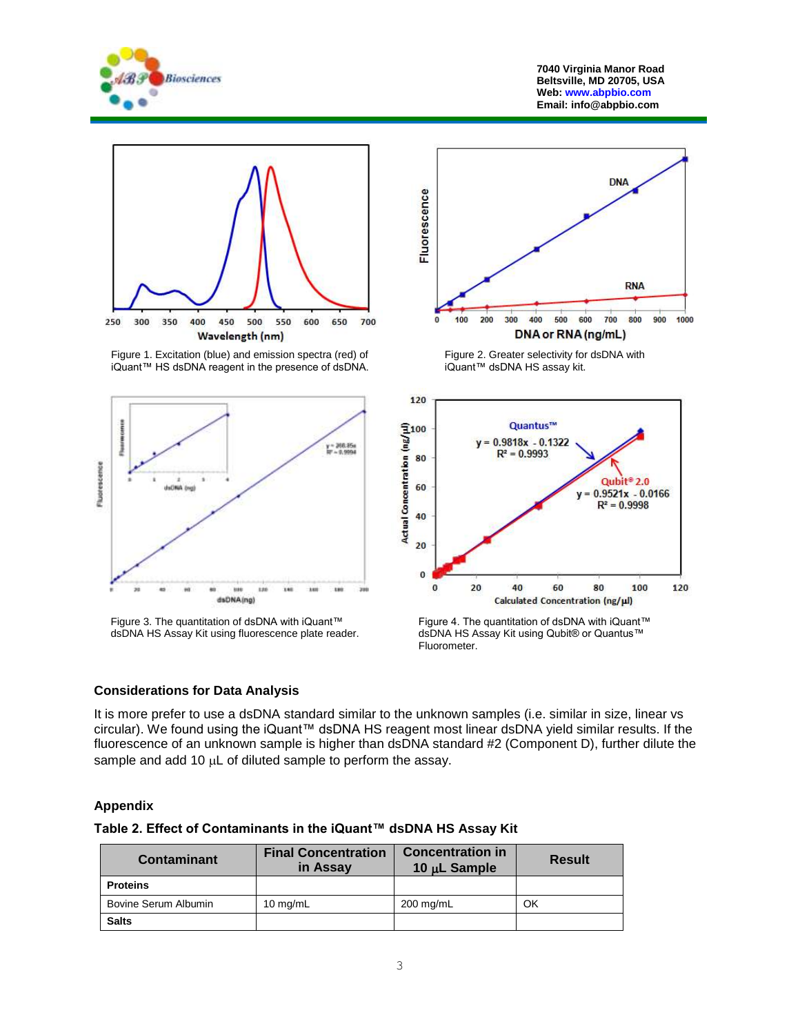Figure 1. Excitation (blue) and emission spectra (red) of iQuant™ HS dsDNA reagent in the presence of dsDNA.

Figure 2. Greater selectivity for dsDNA with iQuant™ dsDNA HS assay kit.

Figure 3. The quantitation of dsDNA with iQuant™ dsDNA HS Assay Kit using fluorescence plate reader.

Figure 4. The quantitation of dsDNA with iQuant™ dsDNA HS Assay Kit using Qubit® or Quantus™ Fluorometer.

## Considerations for Data Analysis

It is more prefer to use a dsDNA standard similar to the unknown samples (i.e. similar in size, linear vs circular). We found using the iQuant™ dsDNA HS reagent most linear dsDNA yield similar results. If the fluorescence of an unknown sample is higher than dsDNA standard #2 (Component D), further dilute the sample and add 10 µL of diluted sample to perform the assay.

## Appendix

### Table 2. Effect of Contaminants in the iQuant™ dsDNA HS Assay Kit

| Contaminant | Final Concentration in Assay | Concentration in 10 µL Sample | Result |
|---|---|---|---|
| **Proteins** | | | |
| Bovine Serum Albumin | 10 mg/mL | 200 mg/mL | OK |
| **Salts** | | | |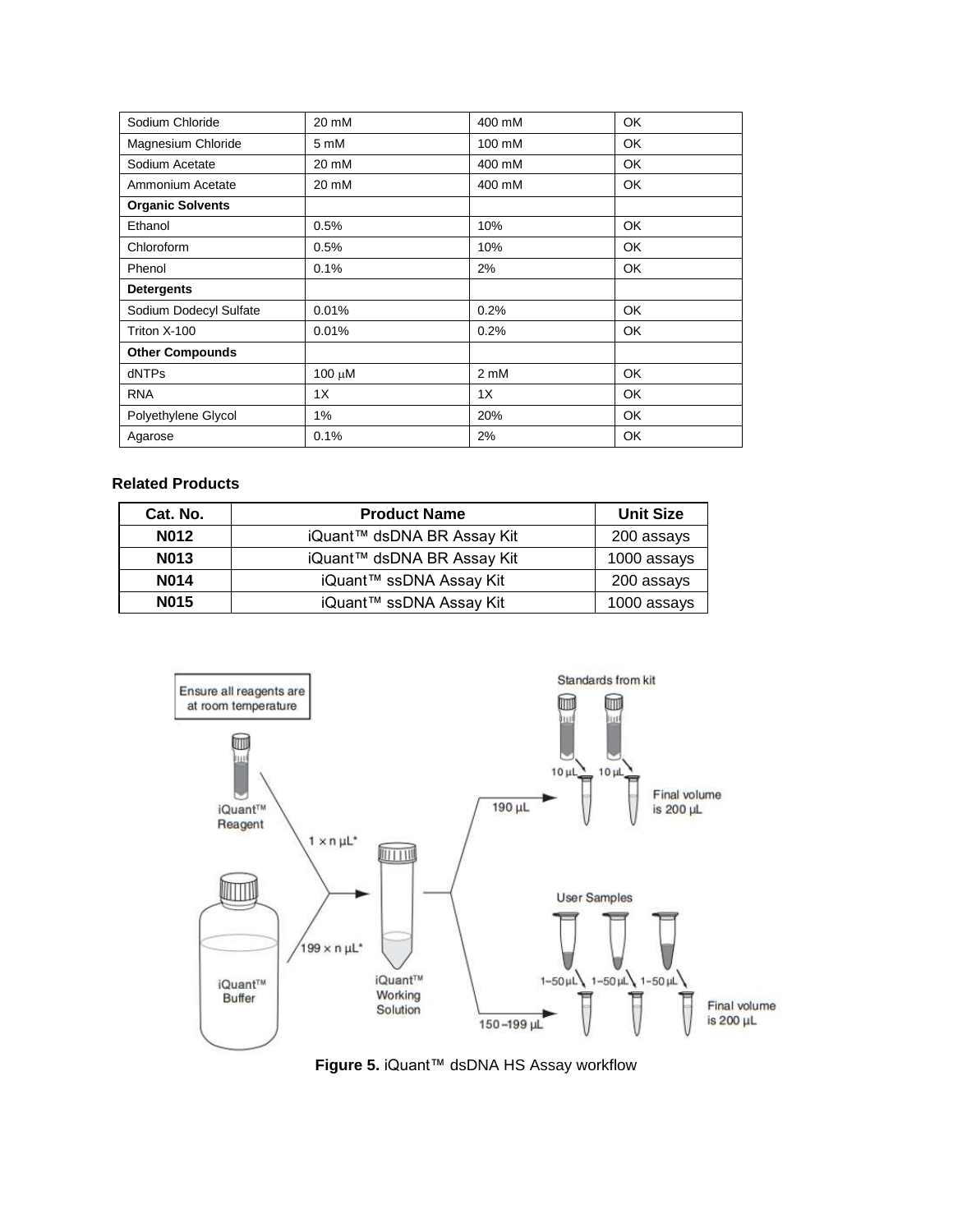| | | | |
|---|---|---|---|
| Sodium Chloride | 20 mM | 400 mM | OK |
| Magnesium Chloride | 5 mM | 100 mM | OK |
| Sodium Acetate | 20 mM | 400 mM | OK |
| Ammonium Acetate | 20 mM | 400 mM | OK |
| **Organic Solvents** | | | |
| Ethanol | 0.5% | 10% | OK |
| Chloroform | 0.5% | 10% | OK |
| Phenol | 0.1% | 2% | OK |
| **Detergents** | | | |
| Sodium Dodecyl Sulfate | 0.01% | 0.2% | OK |
| Triton X-100 | 0.01% | 0.2% | OK |
| **Other Compounds** | | | |
| dNTPs | 100 μM | 2 mM | OK |
| RNA | 1X | 1X | OK |
| Polyethylene Glycol | 1% | 20% | OK |
| Agarose | 0.1% | 2% | OK |

### Related Products

| Cat. No. | Product Name | Unit Size |
|---|---|---|
| **N012** | iQuant™ dsDNA BR Assay Kit | 200 assays |
| **N013** | iQuant™ dsDNA BR Assay Kit | 1000 assays |
| **N014** | iQuant™ ssDNA Assay Kit | 200 assays |
| **N015** | iQuant™ ssDNA Assay Kit | 1000 assays |

Ensure all reagents are at room temperature

iQuant™ Reagent

iQuant™ Buffer

1 × n μL*

199 × n μL*

iQuant™ Working Solution

Standards from kit

10 μL 10 μL

190 μL

Final volume is 200 μL

User Samples

1–50 μL 1–50 μL 1–50 μL

150–199 μL

Final volume is 200 μL

**Figure 5.** iQuant™ dsDNA HS Assay workflow